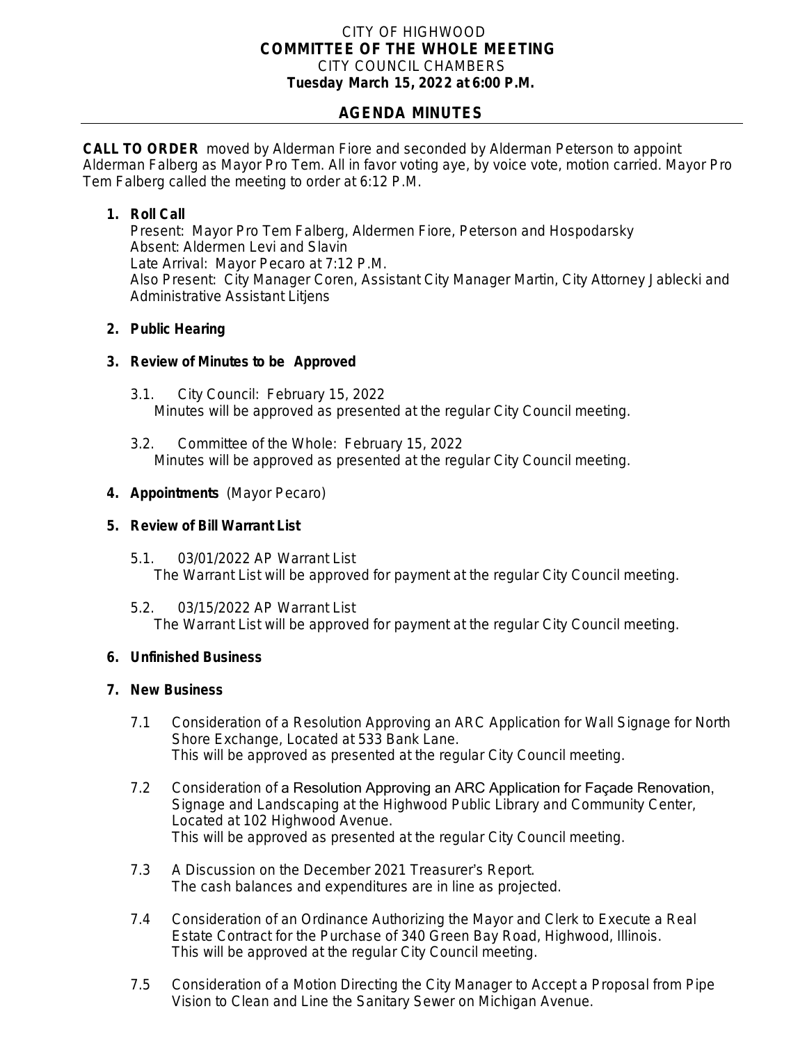CITY OF HIGHWOOD
**COMMITTEE OF THE WHOLE MEETING**
CITY COUNCIL CHAMBERS
**Tuesday March 15, 2022 at 6:00 P.M.**

## AGENDA MINUTES

**CALL TO ORDER** moved by Alderman Fiore and seconded by Alderman Peterson to appoint Alderman Falberg as Mayor Pro Tem. All in favor voting aye, by voice vote, motion carried. Mayor Pro Tem Falberg called the meeting to order at 6:12 P.M.

1. **Roll Call**
   Present: Mayor Pro Tem Falberg, Aldermen Fiore, Peterson and Hospodarsky
   Absent: Aldermen Levi and Slavin
   Late Arrival: Mayor Pecaro at 7:12 P.M.
   Also Present: City Manager Coren, Assistant City Manager Martin, City Attorney Jablecki and Administrative Assistant Litjens

2. **Public Hearing**

3. **Review of Minutes to be Approved**

   3.1. City Council: February 15, 2022
   Minutes will be approved as presented at the regular City Council meeting.

   3.2. Committee of the Whole: February 15, 2022
   Minutes will be approved as presented at the regular City Council meeting.

4. **Appointments** (Mayor Pecaro)

5. **Review of Bill Warrant List**

   5.1. 03/01/2022 AP Warrant List
   The Warrant List will be approved for payment at the regular City Council meeting.

   5.2. 03/15/2022 AP Warrant List
   The Warrant List will be approved for payment at the regular City Council meeting.

6. **Unfinished Business**

7. **New Business**

   7.1 Consideration of a Resolution Approving an ARC Application for Wall Signage for North Shore Exchange, Located at 533 Bank Lane.
   This will be approved as presented at the regular City Council meeting.

   7.2 Consideration of a Resolution Approving an ARC Application for Façade Renovation, Signage and Landscaping at the Highwood Public Library and Community Center, Located at 102 Highwood Avenue.
   This will be approved as presented at the regular City Council meeting.

   7.3 A Discussion on the December 2021 Treasurer's Report.
   The cash balances and expenditures are in line as projected.

   7.4 Consideration of an Ordinance Authorizing the Mayor and Clerk to Execute a Real Estate Contract for the Purchase of 340 Green Bay Road, Highwood, Illinois.
   This will be approved at the regular City Council meeting.

   7.5 Consideration of a Motion Directing the City Manager to Accept a Proposal from Pipe Vision to Clean and Line the Sanitary Sewer on Michigan Avenue.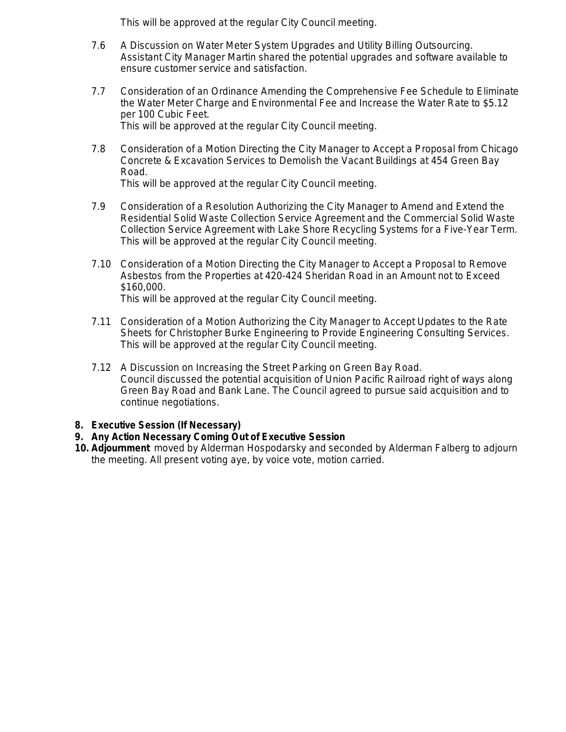This will be approved at the regular City Council meeting.

7.6 A Discussion on Water Meter System Upgrades and Utility Billing Outsourcing.
Assistant City Manager Martin shared the potential upgrades and software available to ensure customer service and satisfaction.

7.7 Consideration of an Ordinance Amending the Comprehensive Fee Schedule to Eliminate the Water Meter Charge and Environmental Fee and Increase the Water Rate to $5.12 per 100 Cubic Feet.
This will be approved at the regular City Council meeting.

7.8 Consideration of a Motion Directing the City Manager to Accept a Proposal from Chicago Concrete & Excavation Services to Demolish the Vacant Buildings at 454 Green Bay Road.
This will be approved at the regular City Council meeting.

7.9 Consideration of a Resolution Authorizing the City Manager to Amend and Extend the Residential Solid Waste Collection Service Agreement and the Commercial Solid Waste Collection Service Agreement with Lake Shore Recycling Systems for a Five-Year Term.
This will be approved at the regular City Council meeting.

7.10 Consideration of a Motion Directing the City Manager to Accept a Proposal to Remove Asbestos from the Properties at 420-424 Sheridan Road in an Amount not to Exceed $160,000.
This will be approved at the regular City Council meeting.

7.11 Consideration of a Motion Authorizing the City Manager to Accept Updates to the Rate Sheets for Christopher Burke Engineering to Provide Engineering Consulting Services.
This will be approved at the regular City Council meeting.

7.12 A Discussion on Increasing the Street Parking on Green Bay Road.
Council discussed the potential acquisition of Union Pacific Railroad right of ways along Green Bay Road and Bank Lane. The Council agreed to pursue said acquisition and to continue negotiations.

**8. Executive Session (If Necessary)**

**9. Any Action Necessary Coming Out of Executive Session**

**10. Adjournment** moved by Alderman Hospodarsky and seconded by Alderman Falberg to adjourn the meeting. All present voting aye, by voice vote, motion carried.